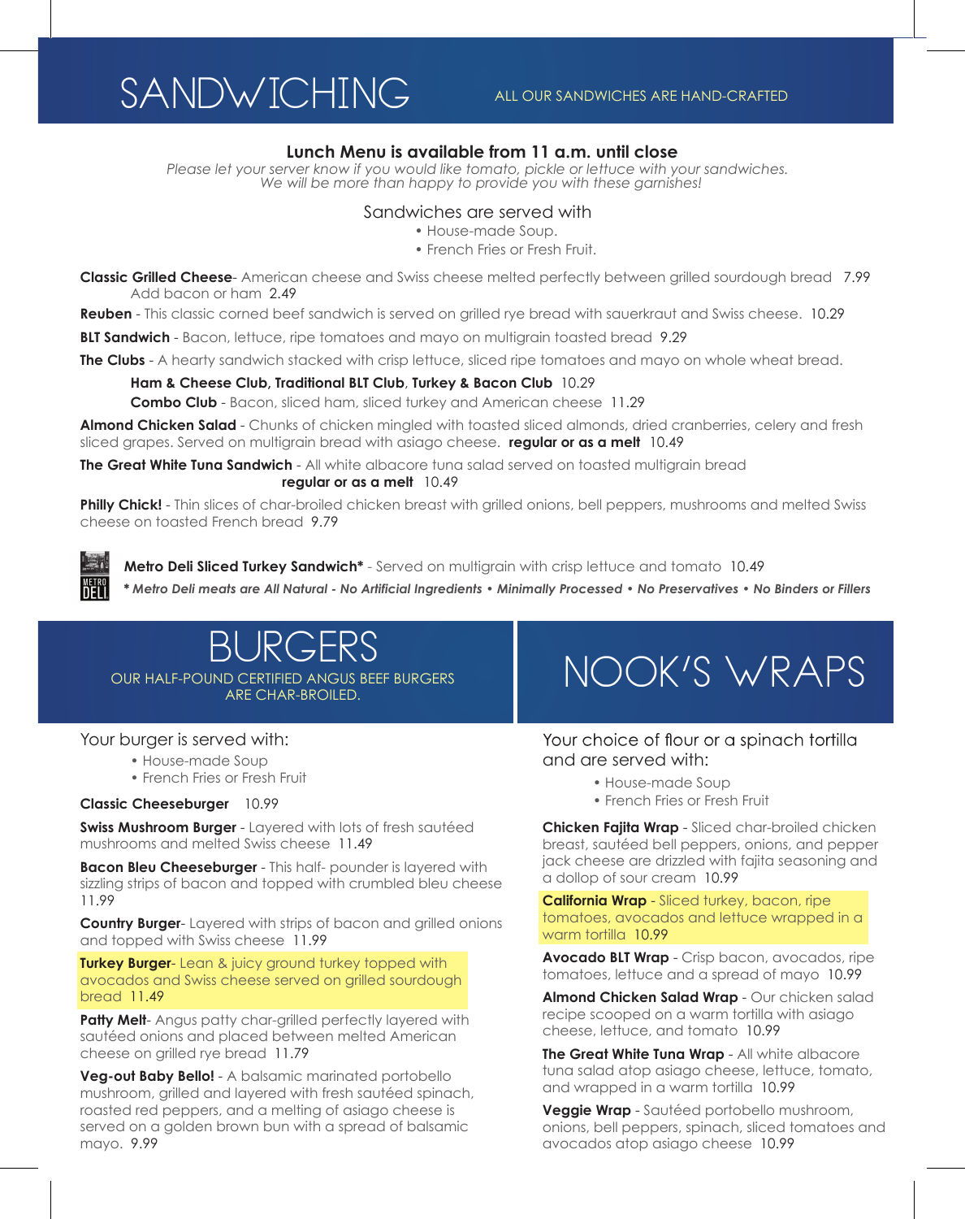# SANDWICHING

ALL OUR SANDWICHES ARE HAND-CRAFTED

**Lunch Menu is available from 11 a.m. until close**

*Please let your server know if you would like tomato, pickle or lettuce with your sandwiches. We will be more than happy to provide you with these garnishes!*

Sandwiches are served with

- House-made Soup.
- French Fries or Fresh Fruit.

**Classic Grilled Cheese**- American cheese and Swiss cheese melted perfectly between grilled sourdough bread 7.99
Add bacon or ham 2.49

**Reuben** - This classic corned beef sandwich is served on grilled rye bread with sauerkraut and Swiss cheese. 10.29

**BLT Sandwich** - Bacon, lettuce, ripe tomatoes and mayo on multigrain toasted bread 9.29

**The Clubs** - A hearty sandwich stacked with crisp lettuce, sliced ripe tomatoes and mayo on whole wheat bread.

**Ham & Cheese Club, Traditional BLT Club, Turkey & Bacon Club** 10.29

**Combo Club** - Bacon, sliced ham, sliced turkey and American cheese 11.29

**Almond Chicken Salad** - Chunks of chicken mingled with toasted sliced almonds, dried cranberries, celery and fresh sliced grapes. Served on multigrain bread with asiago cheese. **regular or as a melt** 10.49

**The Great White Tuna Sandwich** - All white albacore tuna salad served on toasted multigrain bread **regular or as a melt** 10.49

**Philly Chick!** - Thin slices of char-broiled chicken breast with grilled onions, bell peppers, mushrooms and melted Swiss cheese on toasted French bread 9.79

**Metro Deli Sliced Turkey Sandwich*** - Served on multigrain with crisp lettuce and tomato 10.49

***** Metro Deli meats are All Natural - No Artificial Ingredients • Minimally Processed • No Preservatives • No Binders or Fillers*

# BURGERS

OUR HALF-POUND CERTIFIED ANGUS BEEF BURGERS ARE CHAR-BROILED.

Your burger is served with:

- House-made Soup
- French Fries or Fresh Fruit

**Classic Cheeseburger** 10.99

**Swiss Mushroom Burger** - Layered with lots of fresh sautéed mushrooms and melted Swiss cheese 11.49

**Bacon Bleu Cheeseburger** - This half- pounder is layered with sizzling strips of bacon and topped with crumbled bleu cheese 11.99

**Country Burger**- Layered with strips of bacon and grilled onions and topped with Swiss cheese 11.99

**Turkey Burger**- Lean & juicy ground turkey topped with avocados and Swiss cheese served on grilled sourdough bread 11.49

**Patty Melt**- Angus patty char-grilled perfectly layered with sautéed onions and placed between melted American cheese on grilled rye bread 11.79

**Veg-out Baby Bello!** - A balsamic marinated portobello mushroom, grilled and layered with fresh sautéed spinach, roasted red peppers, and a melting of asiago cheese is served on a golden brown bun with a spread of balsamic mayo. 9.99

# NOOK'S WRAPS

Your choice of flour or a spinach tortilla and are served with:

- House-made Soup
- French Fries or Fresh Fruit

**Chicken Fajita Wrap** - Sliced char-broiled chicken breast, sautéed bell peppers, onions, and pepper jack cheese are drizzled with fajita seasoning and a dollop of sour cream 10.99

**California Wrap** - Sliced turkey, bacon, ripe tomatoes, avocados and lettuce wrapped in a warm tortilla 10.99

**Avocado BLT Wrap** - Crisp bacon, avocados, ripe tomatoes, lettuce and a spread of mayo 10.99

**Almond Chicken Salad Wrap** - Our chicken salad recipe scooped on a warm tortilla with asiago cheese, lettuce, and tomato 10.99

**The Great White Tuna Wrap** - All white albacore tuna salad atop asiago cheese, lettuce, tomato, and wrapped in a warm tortilla 10.99

**Veggie Wrap** - Sautéed portobello mushroom, onions, bell peppers, spinach, sliced tomatoes and avocados atop asiago cheese 10.99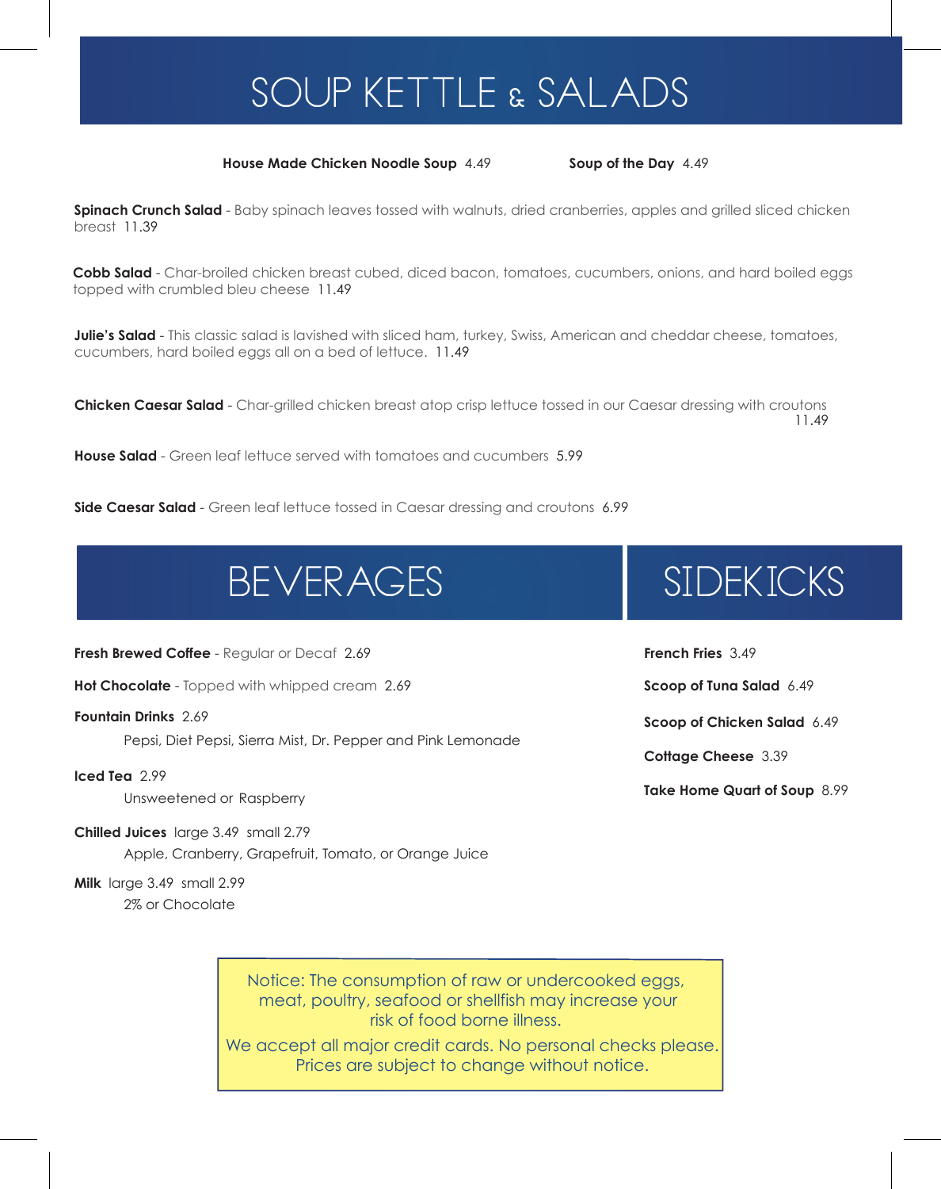# SOUP KETTLE & SALADS

**House Made Chicken Noodle Soup** 4.49

**Soup of the Day** 4.49

**Spinach Crunch Salad** - Baby spinach leaves tossed with walnuts, dried cranberries, apples and grilled sliced chicken breast 11.39

**Cobb Salad** - Char-broiled chicken breast cubed, diced bacon, tomatoes, cucumbers, onions, and hard boiled eggs topped with crumbled bleu cheese 11.49

**Julie's Salad** - This classic salad is lavished with sliced ham, turkey, Swiss, American and cheddar cheese, tomatoes, cucumbers, hard boiled eggs all on a bed of lettuce. 11.49

**Chicken Caesar Salad** - Char-grilled chicken breast atop crisp lettuce tossed in our Caesar dressing with croutons 11.49

**House Salad** - Green leaf lettuce served with tomatoes and cucumbers 5.99

**Side Caesar Salad** - Green leaf lettuce tossed in Caesar dressing and croutons 6.99

# BEVERAGES

**Fresh Brewed Coffee** - Regular or Decaf 2.69

**Hot Chocolate** - Topped with whipped cream 2.69

**Fountain Drinks** 2.69

Pepsi, Diet Pepsi, Sierra Mist, Dr. Pepper and Pink Lemonade

**Iced Tea** 2.99

Unsweetened or Raspberry

**Chilled Juices** large 3.49 small 2.79

Apple, Cranberry, Grapefruit, Tomato, or Orange Juice

**Milk** large 3.49 small 2.99

2% or Chocolate

# SIDEKICKS

**French Fries** 3.49

**Scoop of Tuna Salad** 6.49

**Scoop of Chicken Salad** 6.49

**Cottage Cheese** 3.39

**Take Home Quart of Soup** 8.99

Notice: The consumption of raw or undercooked eggs, meat, poultry, seafood or shellfish may increase your risk of food borne illness.

We accept all major credit cards. No personal checks please. Prices are subject to change without notice.